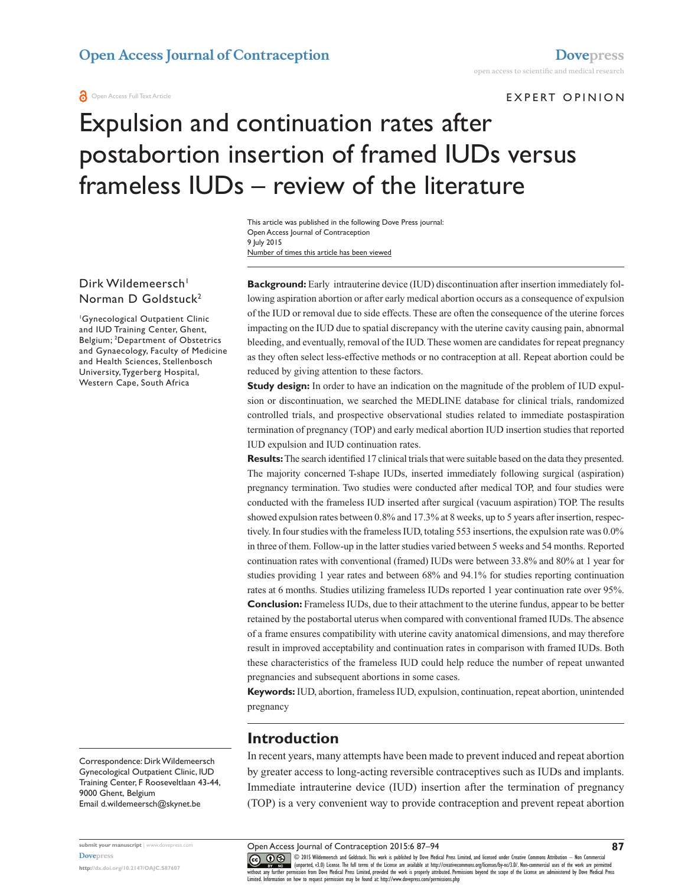Open Access Journal of Contraception

Open Access Full Text Article

EXPERT OPINION

# Expulsion and continuation rates after postabortion insertion of framed IUDs versus frameless IUDs – review of the literature

This article was published in the following Dove Press journal:
Open Access Journal of Contraception
9 July 2015
Number of times this article has been viewed

Dirk Wildemeersch[1]
Norman D Goldstuck[2]

[1]Gynecological Outpatient Clinic and IUD Training Center, Ghent, Belgium; [2]Department of Obstetrics and Gynaecology, Faculty of Medicine and Health Sciences, Stellenbosch University, Tygerberg Hospital, Western Cape, South Africa

Correspondence: Dirk Wildemeersch
Gynecological Outpatient Clinic, IUD Training Center, F Rooseveltlaan 43-44, 9000 Ghent, Belgium
Email d.wildemeersch@skynet.be

**Background:** Early intrauterine device (IUD) discontinuation after insertion immediately following aspiration abortion or after early medical abortion occurs as a consequence of expulsion of the IUD or removal due to side effects. These are often the consequence of the uterine forces impacting on the IUD due to spatial discrepancy with the uterine cavity causing pain, abnormal bleeding, and eventually, removal of the IUD. These women are candidates for repeat pregnancy as they often select less-effective methods or no contraception at all. Repeat abortion could be reduced by giving attention to these factors.

**Study design:** In order to have an indication on the magnitude of the problem of IUD expulsion or discontinuation, we searched the MEDLINE database for clinical trials, randomized controlled trials, and prospective observational studies related to immediate postaspiration termination of pregnancy (TOP) and early medical abortion IUD insertion studies that reported IUD expulsion and IUD continuation rates.

**Results:** The search identified 17 clinical trials that were suitable based on the data they presented. The majority concerned T-shape IUDs, inserted immediately following surgical (aspiration) pregnancy termination. Two studies were conducted after medical TOP, and four studies were conducted with the frameless IUD inserted after surgical (vacuum aspiration) TOP. The results showed expulsion rates between 0.8% and 17.3% at 8 weeks, up to 5 years after insertion, respectively. In four studies with the frameless IUD, totaling 553 insertions, the expulsion rate was 0.0% in three of them. Follow-up in the latter studies varied between 5 weeks and 54 months. Reported continuation rates with conventional (framed) IUDs were between 33.8% and 80% at 1 year for studies providing 1 year rates and between 68% and 94.1% for studies reporting continuation rates at 6 months. Studies utilizing frameless IUDs reported 1 year continuation rate over 95%.

**Conclusion:** Frameless IUDs, due to their attachment to the uterine fundus, appear to be better retained by the postabortal uterus when compared with conventional framed IUDs. The absence of a frame ensures compatibility with uterine cavity anatomical dimensions, and may therefore result in improved acceptability and continuation rates in comparison with framed IUDs. Both these characteristics of the frameless IUD could help reduce the number of repeat unwanted pregnancies and subsequent abortions in some cases.

**Keywords:** IUD, abortion, frameless IUD, expulsion, continuation, repeat abortion, unintended pregnancy

## Introduction

In recent years, many attempts have been made to prevent induced and repeat abortion by greater access to long-acting reversible contraceptives such as IUDs and implants. Immediate intrauterine device (IUD) insertion after the termination of pregnancy (TOP) is a very convenient way to provide contraception and prevent repeat abortion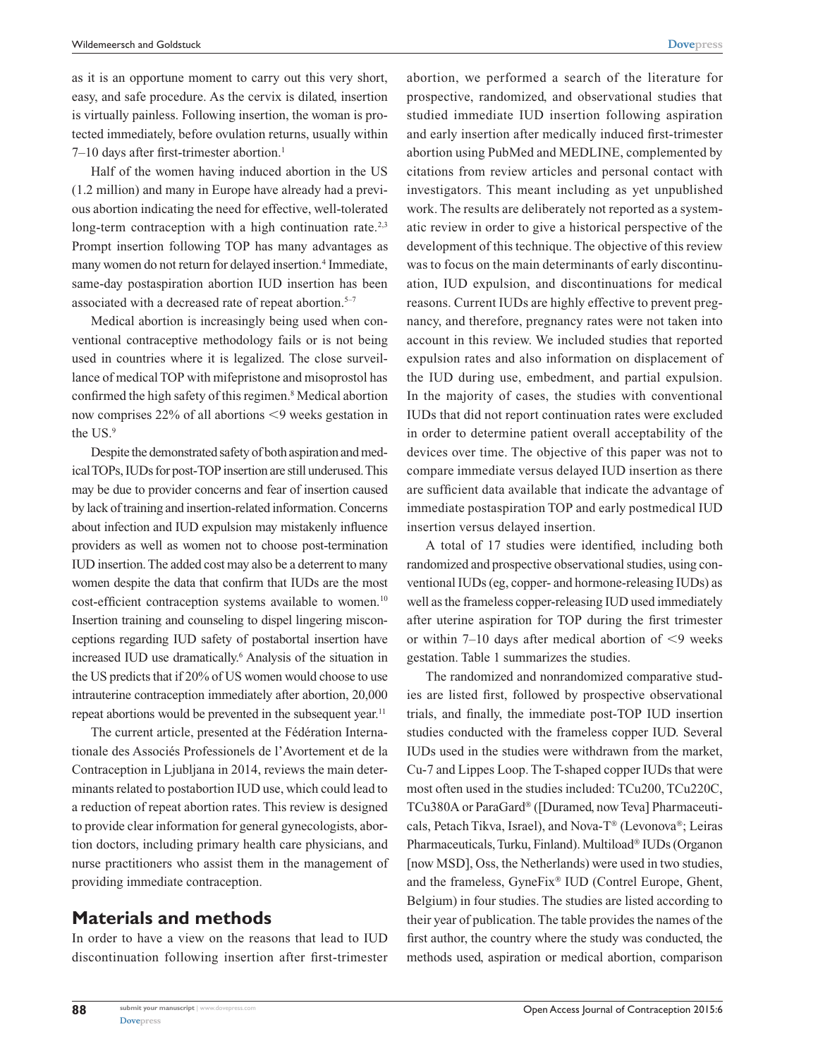as it is an opportune moment to carry out this very short, easy, and safe procedure. As the cervix is dilated, insertion is virtually painless. Following insertion, the woman is protected immediately, before ovulation returns, usually within 7–10 days after first-trimester abortion.[1]

Half of the women having induced abortion in the US (1.2 million) and many in Europe have already had a previous abortion indicating the need for effective, well-tolerated long-term contraception with a high continuation rate.[2,3] Prompt insertion following TOP has many advantages as many women do not return for delayed insertion.[4] Immediate, same-day postaspiration abortion IUD insertion has been associated with a decreased rate of repeat abortion.[5–7]

Medical abortion is increasingly being used when conventional contraceptive methodology fails or is not being used in countries where it is legalized. The close surveillance of medical TOP with mifepristone and misoprostol has confirmed the high safety of this regimen.[8] Medical abortion now comprises 22% of all abortions <9 weeks gestation in the US.[9]

Despite the demonstrated safety of both aspiration and medical TOPs, IUDs for post-TOP insertion are still underused. This may be due to provider concerns and fear of insertion caused by lack of training and insertion-related information. Concerns about infection and IUD expulsion may mistakenly influence providers as well as women not to choose post-termination IUD insertion. The added cost may also be a deterrent to many women despite the data that confirm that IUDs are the most cost-efficient contraception systems available to women.[10] Insertion training and counseling to dispel lingering misconceptions regarding IUD safety of postabortal insertion have increased IUD use dramatically.[6] Analysis of the situation in the US predicts that if 20% of US women would choose to use intrauterine contraception immediately after abortion, 20,000 repeat abortions would be prevented in the subsequent year.[11]

The current article, presented at the Fédération Internationale des Associés Professionels de l'Avortement et de la Contraception in Ljubljana in 2014, reviews the main determinants related to postabortion IUD use, which could lead to a reduction of repeat abortion rates. This review is designed to provide clear information for general gynecologists, abortion doctors, including primary health care physicians, and nurse practitioners who assist them in the management of providing immediate contraception.

## Materials and methods

In order to have a view on the reasons that lead to IUD discontinuation following insertion after first-trimester abortion, we performed a search of the literature for prospective, randomized, and observational studies that studied immediate IUD insertion following aspiration and early insertion after medically induced first-trimester abortion using PubMed and MEDLINE, complemented by citations from review articles and personal contact with investigators. This meant including as yet unpublished work. The results are deliberately not reported as a systematic review in order to give a historical perspective of the development of this technique. The objective of this review was to focus on the main determinants of early discontinuation, IUD expulsion, and discontinuations for medical reasons. Current IUDs are highly effective to prevent pregnancy, and therefore, pregnancy rates were not taken into account in this review. We included studies that reported expulsion rates and also information on displacement of the IUD during use, embedment, and partial expulsion. In the majority of cases, the studies with conventional IUDs that did not report continuation rates were excluded in order to determine patient overall acceptability of the devices over time. The objective of this paper was not to compare immediate versus delayed IUD insertion as there are sufficient data available that indicate the advantage of immediate postaspiration TOP and early postmedical IUD insertion versus delayed insertion.

A total of 17 studies were identified, including both randomized and prospective observational studies, using conventional IUDs (eg, copper- and hormone-releasing IUDs) as well as the frameless copper-releasing IUD used immediately after uterine aspiration for TOP during the first trimester or within 7–10 days after medical abortion of <9 weeks gestation. Table 1 summarizes the studies.

The randomized and nonrandomized comparative studies are listed first, followed by prospective observational trials, and finally, the immediate post-TOP IUD insertion studies conducted with the frameless copper IUD. Several IUDs used in the studies were withdrawn from the market, Cu-7 and Lippes Loop. The T-shaped copper IUDs that were most often used in the studies included: TCu200, TCu220C, TCu380A or ParaGard® ([Duramed, now Teva] Pharmaceuticals, Petach Tikva, Israel), and Nova-T® (Levonova®; Leiras Pharmaceuticals, Turku, Finland). Multiload® IUDs (Organon [now MSD], Oss, the Netherlands) were used in two studies, and the frameless, GyneFix® IUD (Contrel Europe, Ghent, Belgium) in four studies. The studies are listed according to their year of publication. The table provides the names of the first author, the country where the study was conducted, the methods used, aspiration or medical abortion, comparison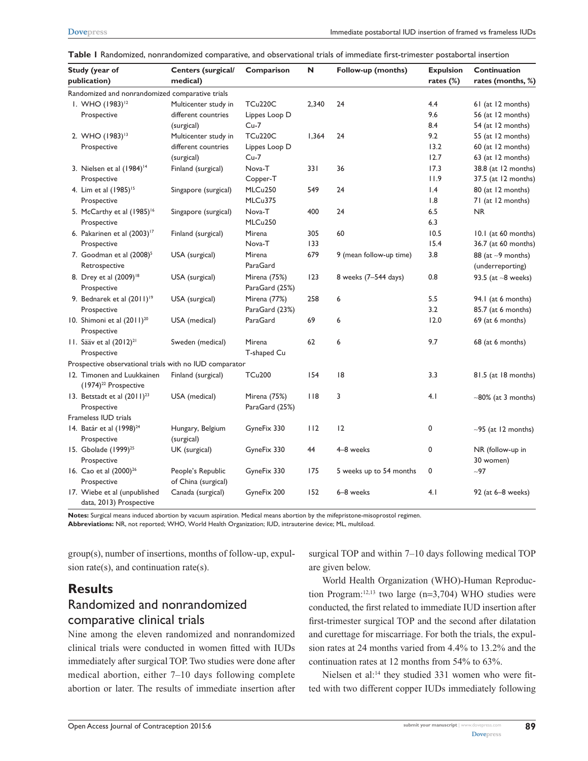**Table 1** Randomized, nonrandomized comparative, and observational trials of immediate first-trimester postabortal insertion

| Study (year of publication) | Centers (surgical/medical) | Comparison | N | Follow-up (months) | Expulsion rates (%) | Continuation rates (months, %) |
|---|---|---|---|---|---|---|
| Randomized and nonrandomized comparative trials | | | | | | |
| 1. WHO (1983)[12] Prospective | Multicenter study in different countries (surgical) | TCu220C<br>Lippes Loop D<br>Cu-7 | 2,340 | 24 | 4.4<br>9.6<br>8.4 | 61 (at 12 months)<br>56 (at 12 months)<br>54 (at 12 months) |
| 2. WHO (1983)[13] Prospective | Multicenter study in different countries (surgical) | TCu220C<br>Lippes Loop D<br>Cu-7 | 1,364 | 24 | 9.2<br>13.2<br>12.7 | 55 (at 12 months)<br>60 (at 12 months)<br>63 (at 12 months) |
| 3. Nielsen et al (1984)[14] Prospective | Finland (surgical) | Nova-T<br>Copper-T | 331 | 36 | 17.3<br>11.9 | 38.8 (at 12 months)<br>37.5 (at 12 months) |
| 4. Lim et al (1985)[15] Prospective | Singapore (surgical) | MLCu250<br>MLCu375 | 549 | 24 | 1.4<br>1.8 | 80 (at 12 months)<br>71 (at 12 months) |
| 5. McCarthy et al (1985)[16] Prospective | Singapore (surgical) | Nova-T<br>MLCu250 | 400 | 24 | 6.5<br>6.3 | NR |
| 6. Pakarinen et al (2003)[17] Prospective | Finland (surgical) | Mirena<br>Nova-T | 305<br>133 | 60 | 10.5<br>15.4 | 10.1 (at 60 months)<br>36.7 (at 60 months) |
| 7. Goodman et al (2008)[5] Retrospective | USA (surgical) | Mirena<br>ParaGard | 679 | 9 (mean follow-up time) | 3.8 | 88 (at ~9 months) (underreporting) |
| 8. Drey et al (2009)[18] Prospective | USA (surgical) | Mirena (75%)<br>ParaGard (25%) | 123 | 8 weeks (7–544 days) | 0.8 | 93.5 (at ~8 weeks) |
| 9. Bednarek et al (2011)[19] Prospective | USA (surgical) | Mirena (77%)<br>ParaGard (23%) | 258 | 6 | 5.5<br>3.2 | 94.1 (at 6 months)<br>85.7 (at 6 months) |
| 10. Shimoni et al (2011)[20] Prospective | USA (medical) | ParaGard | 69 | 6 | 12.0 | 69 (at 6 months) |
| 11. Sääv et al (2012)[21] Prospective | Sweden (medical) | Mirena<br>T-shaped Cu | 62 | 6 | 9.7 | 68 (at 6 months) |
| Prospective observational trials with no IUD comparator | | | | | | |
| 12. Timonen and Luukkainen (1974)[22] Prospective | Finland (surgical) | TCu200 | 154 | 18 | 3.3 | 81.5 (at 18 months) |
| 13. Betstadt et al (2011)[23] Prospective | USA (medical) | Mirena (75%)<br>ParaGard (25%) | 118 | 3 | 4.1 | ~80% (at 3 months) |
| Frameless IUD trials | | | | | | |
| 14. Batár et al (1998)[24] Prospective | Hungary, Belgium (surgical) | GyneFix 330 | 112 | 12 | 0 | ~95 (at 12 months) |
| 15. Gbolade (1999)[25] Prospective | UK (surgical) | GyneFix 330 | 44 | 4–8 weeks | 0 | NR (follow-up in 30 women) |
| 16. Cao et al (2000)[26] Prospective | People's Republic of China (surgical) | GyneFix 330 | 175 | 5 weeks up to 54 months | 0 | ~97 |
| 17. Wiebe et al (unpublished data, 2013) Prospective | Canada (surgical) | GyneFix 200 | 152 | 6–8 weeks | 4.1 | 92 (at 6–8 weeks) |

**Notes:** Surgical means induced abortion by vacuum aspiration. Medical means abortion by the mifepristone-misoprostol regimen.
**Abbreviations:** NR, not reported; WHO, World Health Organization; IUD, intrauterine device; ML, multiload.

group(s), number of insertions, months of follow-up, expulsion rate(s), and continuation rate(s).

## Results

### Randomized and nonrandomized comparative clinical trials

Nine among the eleven randomized and nonrandomized clinical trials were conducted in women fitted with IUDs immediately after surgical TOP. Two studies were done after medical abortion, either 7–10 days following complete abortion or later. The results of immediate insertion after surgical TOP and within 7–10 days following medical TOP are given below.

World Health Organization (WHO)-Human Reproduction Program:[12,13] two large (n=3,704) WHO studies were conducted, the first related to immediate IUD insertion after first-trimester surgical TOP and the second after dilatation and curettage for miscarriage. For both the trials, the expulsion rates at 24 months varied from 4.4% to 13.2% and the continuation rates at 12 months from 54% to 63%.

Nielsen et al:[14] they studied 331 women who were fitted with two different copper IUDs immediately following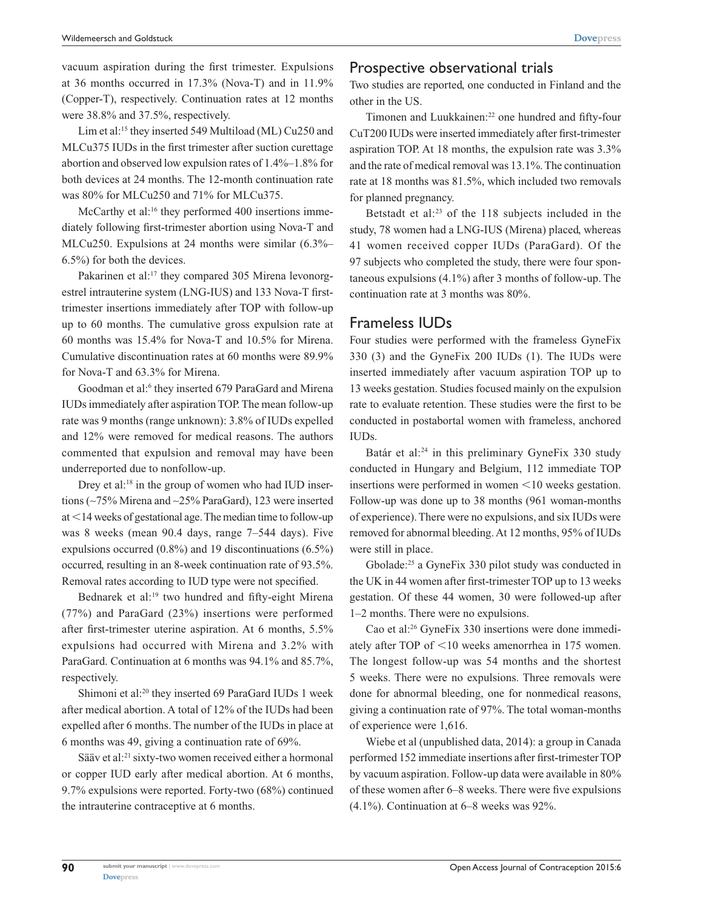vacuum aspiration during the first trimester. Expulsions at 36 months occurred in 17.3% (Nova-T) and in 11.9% (Copper-T), respectively. Continuation rates at 12 months were 38.8% and 37.5%, respectively.

Lim et al:[15] they inserted 549 Multiload (ML) Cu250 and MLCu375 IUDs in the first trimester after suction curettage abortion and observed low expulsion rates of 1.4%–1.8% for both devices at 24 months. The 12-month continuation rate was 80% for MLCu250 and 71% for MLCu375.

McCarthy et al:[16] they performed 400 insertions immediately following first-trimester abortion using Nova-T and MLCu250. Expulsions at 24 months were similar (6.3%–6.5%) for both the devices.

Pakarinen et al:[17] they compared 305 Mirena levonorgestrel intrauterine system (LNG-IUS) and 133 Nova-T first-trimester insertions immediately after TOP with follow-up up to 60 months. The cumulative gross expulsion rate at 60 months was 15.4% for Nova-T and 10.5% for Mirena. Cumulative discontinuation rates at 60 months were 89.9% for Nova-T and 63.3% for Mirena.

Goodman et al:[6] they inserted 679 ParaGard and Mirena IUDs immediately after aspiration TOP. The mean follow-up rate was 9 months (range unknown): 3.8% of IUDs expelled and 12% were removed for medical reasons. The authors commented that expulsion and removal may have been underreported due to nonfollow-up.

Drey et al:[18] in the group of women who had IUD insertions (~75% Mirena and ~25% ParaGard), 123 were inserted at <14 weeks of gestational age. The median time to follow-up was 8 weeks (mean 90.4 days, range 7–544 days). Five expulsions occurred (0.8%) and 19 discontinuations (6.5%) occurred, resulting in an 8-week continuation rate of 93.5%. Removal rates according to IUD type were not specified.

Bednarek et al:[19] two hundred and fifty-eight Mirena (77%) and ParaGard (23%) insertions were performed after first-trimester uterine aspiration. At 6 months, 5.5% expulsions had occurred with Mirena and 3.2% with ParaGard. Continuation at 6 months was 94.1% and 85.7%, respectively.

Shimoni et al:[20] they inserted 69 ParaGard IUDs 1 week after medical abortion. A total of 12% of the IUDs had been expelled after 6 months. The number of the IUDs in place at 6 months was 49, giving a continuation rate of 69%.

Sääv et al:[21] sixty-two women received either a hormonal or copper IUD early after medical abortion. At 6 months, 9.7% expulsions were reported. Forty-two (68%) continued the intrauterine contraceptive at 6 months.

## Prospective observational trials

Two studies are reported, one conducted in Finland and the other in the US.

Timonen and Luukkainen:[22] one hundred and fifty-four CuT200 IUDs were inserted immediately after first-trimester aspiration TOP. At 18 months, the expulsion rate was 3.3% and the rate of medical removal was 13.1%. The continuation rate at 18 months was 81.5%, which included two removals for planned pregnancy.

Betstadt et al:[23] of the 118 subjects included in the study, 78 women had a LNG-IUS (Mirena) placed, whereas 41 women received copper IUDs (ParaGard). Of the 97 subjects who completed the study, there were four spontaneous expulsions (4.1%) after 3 months of follow-up. The continuation rate at 3 months was 80%.

## Frameless IUDs

Four studies were performed with the frameless GyneFix 330 (3) and the GyneFix 200 IUDs (1). The IUDs were inserted immediately after vacuum aspiration TOP up to 13 weeks gestation. Studies focused mainly on the expulsion rate to evaluate retention. These studies were the first to be conducted in postabortal women with frameless, anchored IUDs.

Batár et al:[24] in this preliminary GyneFix 330 study conducted in Hungary and Belgium, 112 immediate TOP insertions were performed in women <10 weeks gestation. Follow-up was done up to 38 months (961 woman-months of experience). There were no expulsions, and six IUDs were removed for abnormal bleeding. At 12 months, 95% of IUDs were still in place.

Gbolade:[25] a GyneFix 330 pilot study was conducted in the UK in 44 women after first-trimester TOP up to 13 weeks gestation. Of these 44 women, 30 were followed-up after 1–2 months. There were no expulsions.

Cao et al:[26] GyneFix 330 insertions were done immediately after TOP of <10 weeks amenorrhea in 175 women. The longest follow-up was 54 months and the shortest 5 weeks. There were no expulsions. Three removals were done for abnormal bleeding, one for nonmedical reasons, giving a continuation rate of 97%. The total woman-months of experience were 1,616.

Wiebe et al (unpublished data, 2014): a group in Canada performed 152 immediate insertions after first-trimester TOP by vacuum aspiration. Follow-up data were available in 80% of these women after 6–8 weeks. There were five expulsions (4.1%). Continuation at 6–8 weeks was 92%.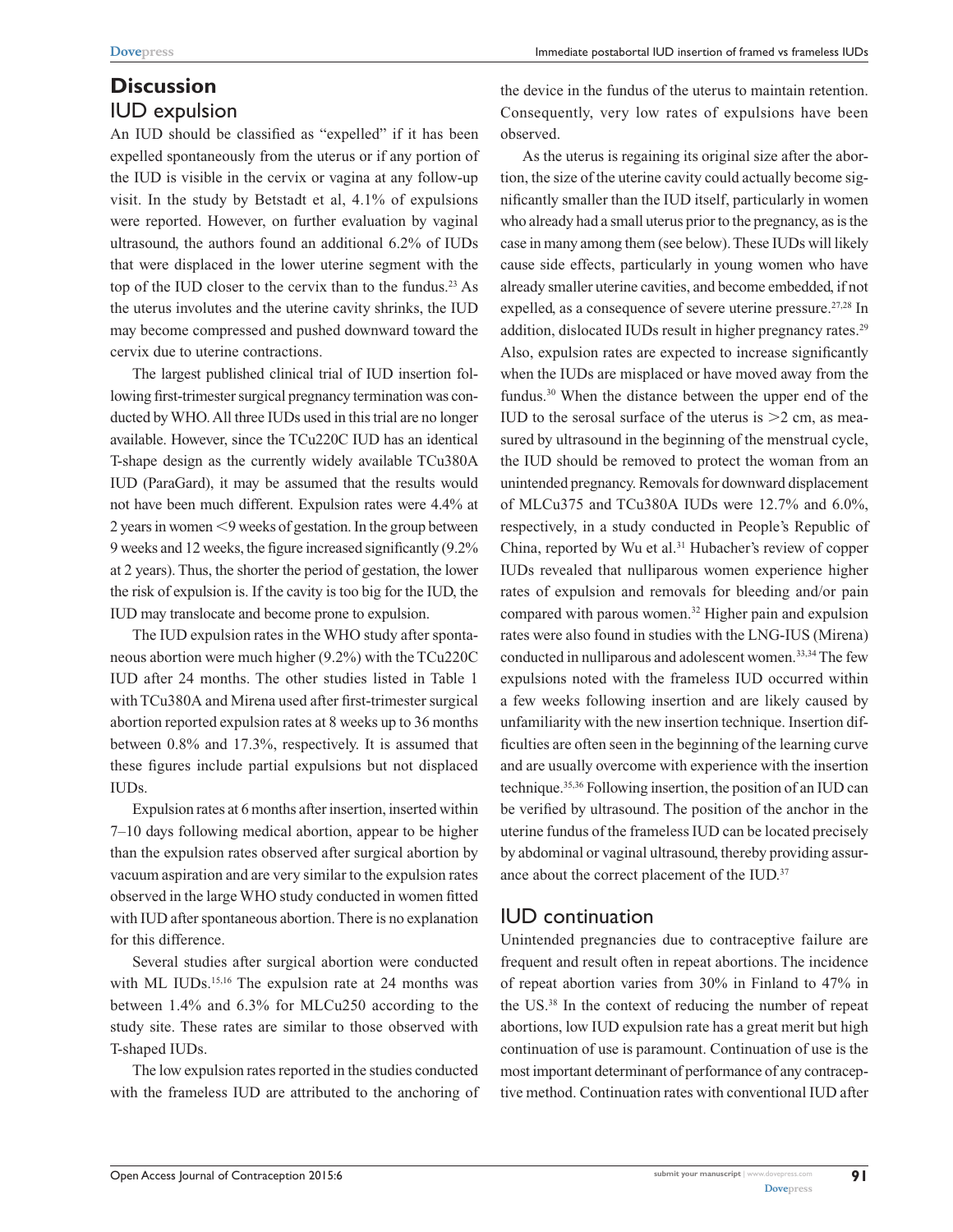## Discussion

### IUD expulsion

An IUD should be classified as "expelled" if it has been expelled spontaneously from the uterus or if any portion of the IUD is visible in the cervix or vagina at any follow-up visit. In the study by Betstadt et al, 4.1% of expulsions were reported. However, on further evaluation by vaginal ultrasound, the authors found an additional 6.2% of IUDs that were displaced in the lower uterine segment with the top of the IUD closer to the cervix than to the fundus.[23] As the uterus involutes and the uterine cavity shrinks, the IUD may become compressed and pushed downward toward the cervix due to uterine contractions.

The largest published clinical trial of IUD insertion following first-trimester surgical pregnancy termination was conducted by WHO. All three IUDs used in this trial are no longer available. However, since the TCu220C IUD has an identical T-shape design as the currently widely available TCu380A IUD (ParaGard), it may be assumed that the results would not have been much different. Expulsion rates were 4.4% at 2 years in women <9 weeks of gestation. In the group between 9 weeks and 12 weeks, the figure increased significantly (9.2% at 2 years). Thus, the shorter the period of gestation, the lower the risk of expulsion is. If the cavity is too big for the IUD, the IUD may translocate and become prone to expulsion.

The IUD expulsion rates in the WHO study after spontaneous abortion were much higher (9.2%) with the TCu220C IUD after 24 months. The other studies listed in Table 1 with TCu380A and Mirena used after first-trimester surgical abortion reported expulsion rates at 8 weeks up to 36 months between 0.8% and 17.3%, respectively. It is assumed that these figures include partial expulsions but not displaced IUDs.

Expulsion rates at 6 months after insertion, inserted within 7–10 days following medical abortion, appear to be higher than the expulsion rates observed after surgical abortion by vacuum aspiration and are very similar to the expulsion rates observed in the large WHO study conducted in women fitted with IUD after spontaneous abortion. There is no explanation for this difference.

Several studies after surgical abortion were conducted with ML IUDs.[15,16] The expulsion rate at 24 months was between 1.4% and 6.3% for MLCu250 according to the study site. These rates are similar to those observed with T-shaped IUDs.

The low expulsion rates reported in the studies conducted with the frameless IUD are attributed to the anchoring of the device in the fundus of the uterus to maintain retention. Consequently, very low rates of expulsions have been observed.

As the uterus is regaining its original size after the abortion, the size of the uterine cavity could actually become significantly smaller than the IUD itself, particularly in women who already had a small uterus prior to the pregnancy, as is the case in many among them (see below). These IUDs will likely cause side effects, particularly in young women who have already smaller uterine cavities, and become embedded, if not expelled, as a consequence of severe uterine pressure.[27,28] In addition, dislocated IUDs result in higher pregnancy rates.[29] Also, expulsion rates are expected to increase significantly when the IUDs are misplaced or have moved away from the fundus.[30] When the distance between the upper end of the IUD to the serosal surface of the uterus is >2 cm, as measured by ultrasound in the beginning of the menstrual cycle, the IUD should be removed to protect the woman from an unintended pregnancy. Removals for downward displacement of MLCu375 and TCu380A IUDs were 12.7% and 6.0%, respectively, in a study conducted in People's Republic of China, reported by Wu et al.[31] Hubacher's review of copper IUDs revealed that nulliparous women experience higher rates of expulsion and removals for bleeding and/or pain compared with parous women.[32] Higher pain and expulsion rates were also found in studies with the LNG-IUS (Mirena) conducted in nulliparous and adolescent women.[33,34] The few expulsions noted with the frameless IUD occurred within a few weeks following insertion and are likely caused by unfamiliarity with the new insertion technique. Insertion difficulties are often seen in the beginning of the learning curve and are usually overcome with experience with the insertion technique.[35,36] Following insertion, the position of an IUD can be verified by ultrasound. The position of the anchor in the uterine fundus of the frameless IUD can be located precisely by abdominal or vaginal ultrasound, thereby providing assurance about the correct placement of the IUD.[37]

### IUD continuation

Unintended pregnancies due to contraceptive failure are frequent and result often in repeat abortions. The incidence of repeat abortion varies from 30% in Finland to 47% in the US.[38] In the context of reducing the number of repeat abortions, low IUD expulsion rate has a great merit but high continuation of use is paramount. Continuation of use is the most important determinant of performance of any contraceptive method. Continuation rates with conventional IUD after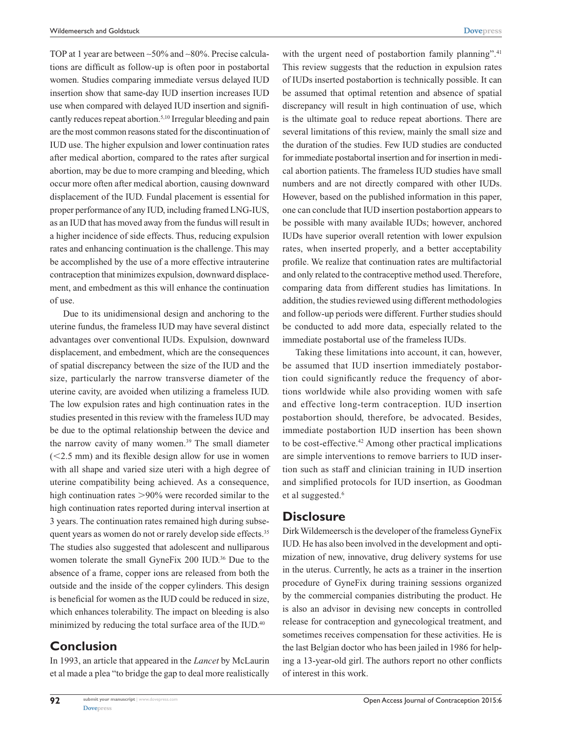TOP at 1 year are between ~50% and ~80%. Precise calculations are difficult as follow-up is often poor in postabortal women. Studies comparing immediate versus delayed IUD insertion show that same-day IUD insertion increases IUD use when compared with delayed IUD insertion and significantly reduces repeat abortion.[5,10] Irregular bleeding and pain are the most common reasons stated for the discontinuation of IUD use. The higher expulsion and lower continuation rates after medical abortion, compared to the rates after surgical abortion, may be due to more cramping and bleeding, which occur more often after medical abortion, causing downward displacement of the IUD. Fundal placement is essential for proper performance of any IUD, including framed LNG-IUS, as an IUD that has moved away from the fundus will result in a higher incidence of side effects. Thus, reducing expulsion rates and enhancing continuation is the challenge. This may be accomplished by the use of a more effective intrauterine contraception that minimizes expulsion, downward displacement, and embedment as this will enhance the continuation of use.

Due to its unidimensional design and anchoring to the uterine fundus, the frameless IUD may have several distinct advantages over conventional IUDs. Expulsion, downward displacement, and embedment, which are the consequences of spatial discrepancy between the size of the IUD and the size, particularly the narrow transverse diameter of the uterine cavity, are avoided when utilizing a frameless IUD. The low expulsion rates and high continuation rates in the studies presented in this review with the frameless IUD may be due to the optimal relationship between the device and the narrow cavity of many women.[39] The small diameter (<2.5 mm) and its flexible design allow for use in women with all shape and varied size uteri with a high degree of uterine compatibility being achieved. As a consequence, high continuation rates >90% were recorded similar to the high continuation rates reported during interval insertion at 3 years. The continuation rates remained high during subsequent years as women do not or rarely develop side effects.[35] The studies also suggested that adolescent and nulliparous women tolerate the small GyneFix 200 IUD.[36] Due to the absence of a frame, copper ions are released from both the outside and the inside of the copper cylinders. This design is beneficial for women as the IUD could be reduced in size, which enhances tolerability. The impact on bleeding is also minimized by reducing the total surface area of the IUD.[40]

## Conclusion

In 1993, an article that appeared in the *Lancet* by McLaurin et al made a plea "to bridge the gap to deal more realistically with the urgent need of postabortion family planning".[41] This review suggests that the reduction in expulsion rates of IUDs inserted postabortion is technically possible. It can be assumed that optimal retention and absence of spatial discrepancy will result in high continuation of use, which is the ultimate goal to reduce repeat abortions. There are several limitations of this review, mainly the small size and the duration of the studies. Few IUD studies are conducted for immediate postabortal insertion and for insertion in medical abortion patients. The frameless IUD studies have small numbers and are not directly compared with other IUDs. However, based on the published information in this paper, one can conclude that IUD insertion postabortion appears to be possible with many available IUDs; however, anchored IUDs have superior overall retention with lower expulsion rates, when inserted properly, and a better acceptability profile. We realize that continuation rates are multifactorial and only related to the contraceptive method used. Therefore, comparing data from different studies has limitations. In addition, the studies reviewed using different methodologies and follow-up periods were different. Further studies should be conducted to add more data, especially related to the immediate postabortal use of the frameless IUDs.

Taking these limitations into account, it can, however, be assumed that IUD insertion immediately postabortion could significantly reduce the frequency of abortions worldwide while also providing women with safe and effective long-term contraception. IUD insertion postabortion should, therefore, be advocated. Besides, immediate postabortion IUD insertion has been shown to be cost-effective.[42] Among other practical implications are simple interventions to remove barriers to IUD insertion such as staff and clinician training in IUD insertion and simplified protocols for IUD insertion, as Goodman et al suggested.[6]

## Disclosure

Dirk Wildemeersch is the developer of the frameless GyneFix IUD. He has also been involved in the development and optimization of new, innovative, drug delivery systems for use in the uterus. Currently, he acts as a trainer in the insertion procedure of GyneFix during training sessions organized by the commercial companies distributing the product. He is also an advisor in devising new concepts in controlled release for contraception and gynecological treatment, and sometimes receives compensation for these activities. He is the last Belgian doctor who has been jailed in 1986 for helping a 13-year-old girl. The authors report no other conflicts of interest in this work.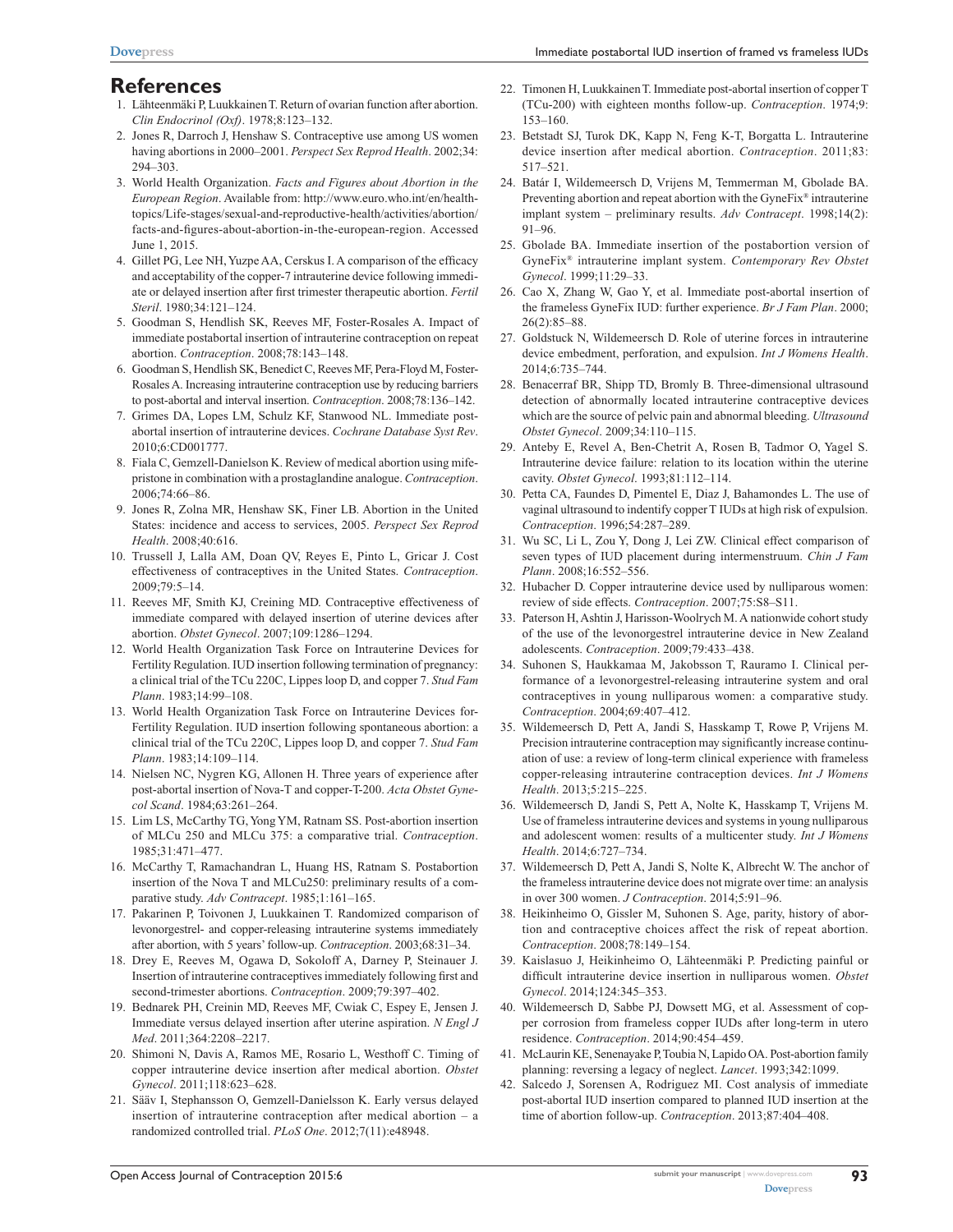## References

1. Lähteenmäki P, Luukkainen T. Return of ovarian function after abortion. *Clin Endocrinol (Oxf)*. 1978;8:123–132.
2. Jones R, Darroch J, Henshaw S. Contraceptive use among US women having abortions in 2000–2001. *Perspect Sex Reprod Health*. 2002;34: 294–303.
3. World Health Organization. *Facts and Figures about Abortion in the European Region*. Available from: http://www.euro.who.int/en/health-topics/Life-stages/sexual-and-reproductive-health/activities/abortion/facts-and-figures-about-abortion-in-the-european-region. Accessed June 1, 2015.
4. Gillet PG, Lee NH, Yuzpe AA, Cerskus I. A comparison of the efficacy and acceptability of the copper-7 intrauterine device following immediate or delayed insertion after first trimester therapeutic abortion. *Fertil Steril*. 1980;34:121–124.
5. Goodman S, Hendlish SK, Reeves MF, Foster-Rosales A. Impact of immediate postabortal insertion of intrauterine contraception on repeat abortion. *Contraception*. 2008;78:143–148.
6. Goodman S, Hendlish SK, Benedict C, Reeves MF, Pera-Floyd M, Foster-Rosales A. Increasing intrauterine contraception use by reducing barriers to post-abortal and interval insertion. *Contraception*. 2008;78:136–142.
7. Grimes DA, Lopes LM, Schulz KF, Stanwood NL. Immediate post-abortal insertion of intrauterine devices. *Cochrane Database Syst Rev*. 2010;6:CD001777.
8. Fiala C, Gemzell-Danielson K. Review of medical abortion using mifepristone in combination with a prostaglandine analogue. *Contraception*. 2006;74:66–86.
9. Jones R, Zolna MR, Henshaw SK, Finer LB. Abortion in the United States: incidence and access to services, 2005. *Perspect Sex Reprod Health*. 2008;40:616.
10. Trussell J, Lalla AM, Doan QV, Reyes E, Pinto L, Gricar J. Cost effectiveness of contraceptives in the United States. *Contraception*. 2009;79:5–14.
11. Reeves MF, Smith KJ, Creining MD. Contraceptive effectiveness of immediate compared with delayed insertion of uterine devices after abortion. *Obstet Gynecol*. 2007;109:1286–1294.
12. World Health Organization Task Force on Intrauterine Devices for Fertility Regulation. IUD insertion following termination of pregnancy: a clinical trial of the TCu 220C, Lippes loop D, and copper 7. *Stud Fam Plann*. 1983;14:99–108.
13. World Health Organization Task Force on Intrauterine Devices for Fertility Regulation. IUD insertion following spontaneous abortion: a clinical trial of the TCu 220C, Lippes loop D, and copper 7. *Stud Fam Plann*. 1983;14:109–114.
14. Nielsen NC, Nygren KG, Allonen H. Three years of experience after post-abortal insertion of Nova-T and copper-T-200. *Acta Obstet Gynecol Scand*. 1984;63:261–264.
15. Lim LS, McCarthy TG, Yong YM, Ratnam SS. Post-abortion insertion of MLCu 250 and MLCu 375: a comparative trial. *Contraception*. 1985;31:471–477.
16. McCarthy T, Ramachandran L, Huang HS, Ratnam S. Postabortion insertion of the Nova T and MLCu250: preliminary results of a comparative study. *Adv Contracept*. 1985;1:161–165.
17. Pakarinen P, Toivonen J, Luukkainen T. Randomized comparison of levonorgestrel- and copper-releasing intrauterine systems immediately after abortion, with 5 years' follow-up. *Contraception*. 2003;68:31–34.
18. Drey E, Reeves M, Ogawa D, Sokoloff A, Darney P, Steinauer J. Insertion of intrauterine contraceptives immediately following first and second-trimester abortions. *Contraception*. 2009;79:397–402.
19. Bednarek PH, Creinin MD, Reeves MF, Cwiak C, Espey E, Jensen J. Immediate versus delayed insertion after uterine aspiration. *N Engl J Med*. 2011;364:2208–2217.
20. Shimoni N, Davis A, Ramos ME, Rosario L, Westhoff C. Timing of copper intrauterine device insertion after medical abortion. *Obstet Gynecol*. 2011;118:623–628.
21. Sääv I, Stephansson O, Gemzell-Danielsson K. Early versus delayed insertion of intrauterine contraception after medical abortion – a randomized controlled trial. *PLoS One*. 2012;7(11):e48948.
22. Timonen H, Luukkainen T. Immediate post-abortion insertion of copper T (TCu-200) with eighteen months follow-up. *Contraception*. 1974;9: 153–160.
23. Betstadt SJ, Turok DK, Kapp N, Feng K-T, Borgatta L. Intrauterine device insertion after medical abortion. *Contraception*. 2011;83: 517–521.
24. Batár I, Wildemeersch D, Vrijens M, Temmerman M, Gbolade BA. Preventing abortion and repeat abortion with the GyneFix® intrauterine implant system – preliminary results. *Adv Contracept*. 1998;14(2): 91–96.
25. Gbolade BA. Immediate insertion of the postabortion version of GyneFix® intrauterine implant system. *Contemporary Rev Obstet Gynecol*. 1999;11:29–33.
26. Cao X, Zhang W, Gao Y, et al. Immediate post-abortal insertion of the frameless GyneFix IUD: further experience. *Br J Fam Plan*. 2000; 26(2):85–88.
27. Goldstuck N, Wildemeersch D. Role of uterine forces in intrauterine device embedment, perforation, and expulsion. *Int J Womens Health*. 2014;6:735–744.
28. Benacerraf BR, Shipp TD, Bromly B. Three-dimensional ultrasound detection of abnormally located intrauterine contraceptive devices which are the source of pelvic pain and abnormal bleeding. *Ultrasound Obstet Gynecol*. 2009;34:110–115.
29. Anteby E, Revel A, Ben-Chetrit A, Rosen B, Tadmor O, Yagel S. Intrauterine device failure: relation to its location within the uterine cavity. *Obstet Gynecol*. 1993;81:112–114.
30. Petta CA, Faundes D, Pimentel E, Diaz J, Bahamondes L. The use of vaginal ultrasound to indentify copper T IUDs at high risk of expulsion. *Contraception*. 1996;54:287–289.
31. Wu SC, Li L, Zou Y, Dong J, Lei ZW. Clinical effect comparison of seven types of IUD placement during intermenstruum. *Chin J Fam Plann*. 2008;16:552–556.
32. Hubacher D. Copper intrauterine device used by nulliparous women: review of side effects. *Contraception*. 2007;75:S8–S11.
33. Paterson H, Ashtin J, Harisson-Woolrych M. A nationwide cohort study of the use of the levonorgestrel intrauterine device in New Zealand adolescents. *Contraception*. 2009;79:433–438.
34. Suhonen S, Haukkamaa M, Jakobsson T, Rauramo I. Clinical performance of a levonorgestrel-releasing intrauterine system and oral contraceptives in young nulliparous women: a comparative study. *Contraception*. 2004;69:407–412.
35. Wildemeersch D, Pett A, Jandi S, Hasskamp T, Rowe P, Vrijens M. Precision intrauterine contraception may significantly increase continuation of use: a review of long-term clinical experience with frameless copper-releasing intrauterine contraception devices. *Int J Womens Health*. 2013;5:215–225.
36. Wildemeersch D, Jandi S, Pett A, Nolte K, Hasskamp T, Vrijens M. Use of frameless intrauterine devices and systems in young nulliparous and adolescent women: results of a multicenter study. *Int J Womens Health*. 2014;6:727–734.
37. Wildemeersch D, Pett A, Jandi S, Nolte K, Albrecht W. The anchor of the frameless intrauterine device does not migrate over time: an analysis in over 300 women. *J Contraception*. 2014;5:91–96.
38. Heikinheimo O, Gissler M, Suhonen S. Age, parity, history of abortion and contraceptive choices affect the risk of repeat abortion. *Contraception*. 2008;78:149–154.
39. Kaislasuo J, Heikinheimo O, Lähteenmäki P. Predicting painful or difficult intrauterine device insertion in nulliparous women. *Obstet Gynecol*. 2014;124:345–353.
40. Wildemeersch D, Sabbe PJ, Dowsett MG, et al. Assessment of copper corrosion from frameless copper IUDs after long-term in utero residence. *Contraception*. 2014;90:454–459.
41. McLaurin KE, Senenayake P, Toubia N, Lapido OA. Post-abortion family planning: reversing a legacy of neglect. *Lancet*. 1993;342:1099.
42. Salcedo J, Sorensen A, Rodriguez MI. Cost analysis of immediate post-abortal IUD insertion compared to planned IUD insertion at the time of abortion follow-up. *Contraception*. 2013;87:404–408.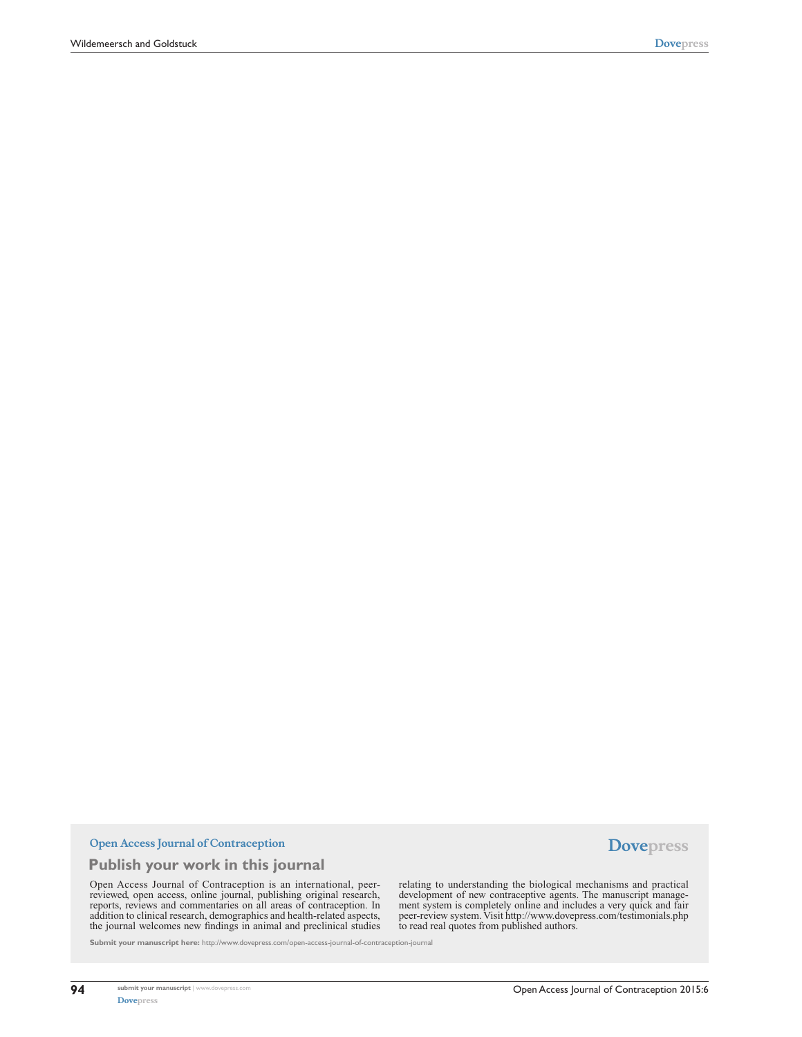**Open Access Journal of Contraception**

**Dovepress**

## Publish your work in this journal

Open Access Journal of Contraception is an international, peer-reviewed, open access, online journal, publishing original research, reports, reviews and commentaries on all areas of contraception. In addition to clinical research, demographics and health-related aspects, the journal welcomes new findings in animal and preclinical studies relating to understanding the biological mechanisms and practical development of new contraceptive agents. The manuscript management system is completely online and includes a very quick and fair peer-review system. Visit http://www.dovepress.com/testimonials.php to read real quotes from published authors.

**Submit your manuscript here:** http://www.dovepress.com/open-access-journal-of-contraception-journal